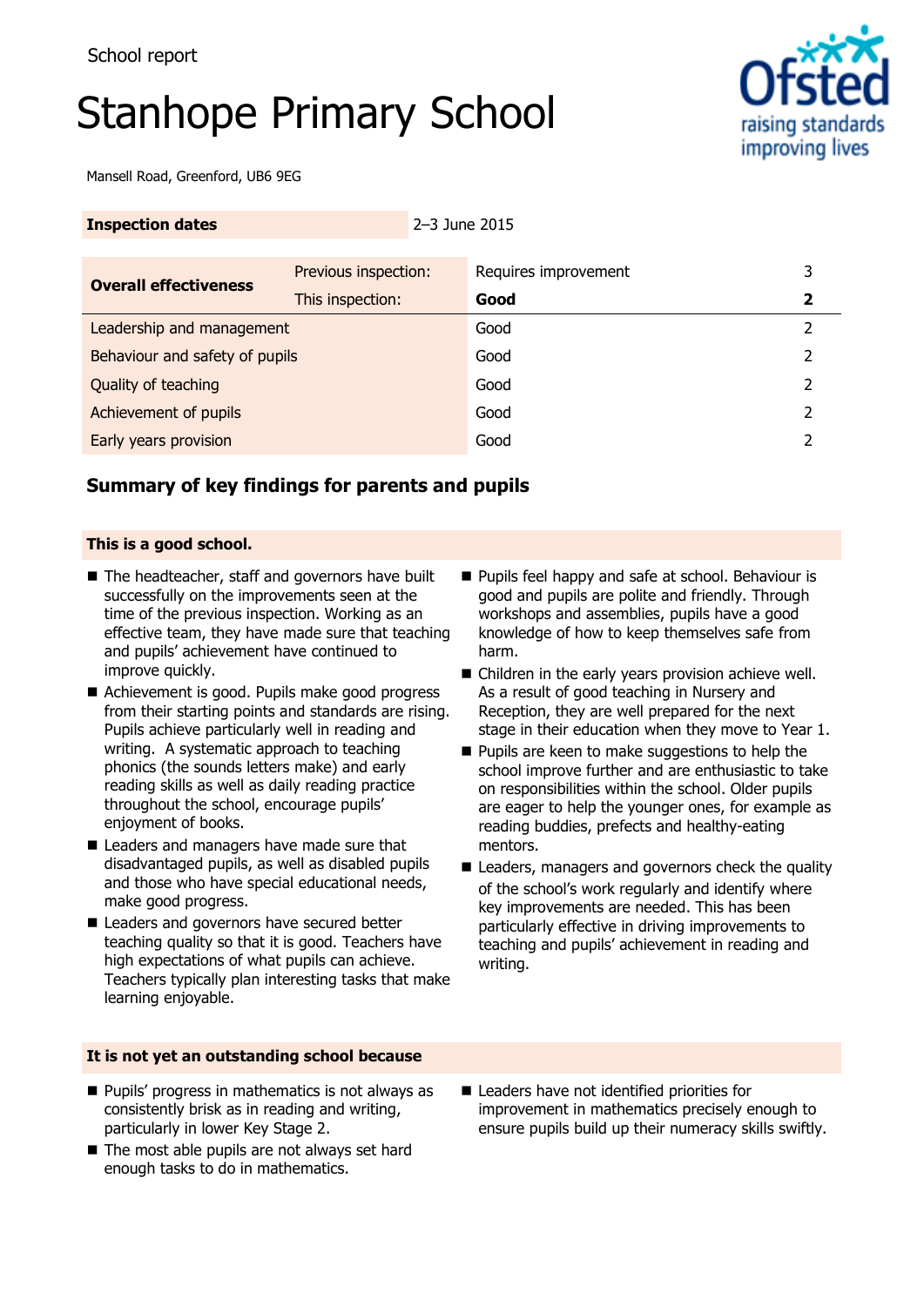School report

# Stanhope Primary School

Mansell Road, Greenford, UB6 9EG

| **Inspection dates** | 2–3 June 2015 |
|---|---|

| **Overall effectiveness** | Previous inspection: | Requires improvement | 3 |
|---|---|---|---|
| | This inspection: | **Good** | **2** |
| Leadership and management | | Good | 2 |
| Behaviour and safety of pupils | | Good | 2 |
| Quality of teaching | | Good | 2 |
| Achievement of pupils | | Good | 2 |
| Early years provision | | Good | 2 |

## Summary of key findings for parents and pupils

### This is a good school.

- The headteacher, staff and governors have built successfully on the improvements seen at the time of the previous inspection. Working as an effective team, they have made sure that teaching and pupils' achievement have continued to improve quickly.
- Achievement is good. Pupils make good progress from their starting points and standards are rising. Pupils achieve particularly well in reading and writing. A systematic approach to teaching phonics (the sounds letters make) and early reading skills as well as daily reading practice throughout the school, encourage pupils' enjoyment of books.
- Leaders and managers have made sure that disadvantaged pupils, as well as disabled pupils and those who have special educational needs, make good progress.
- Leaders and governors have secured better teaching quality so that it is good. Teachers have high expectations of what pupils can achieve. Teachers typically plan interesting tasks that make learning enjoyable.
- Pupils feel happy and safe at school. Behaviour is good and pupils are polite and friendly. Through workshops and assemblies, pupils have a good knowledge of how to keep themselves safe from harm.
- Children in the early years provision achieve well. As a result of good teaching in Nursery and Reception, they are well prepared for the next stage in their education when they move to Year 1.
- Pupils are keen to make suggestions to help the school improve further and are enthusiastic to take on responsibilities within the school. Older pupils are eager to help the younger ones, for example as reading buddies, prefects and healthy-eating mentors.
- Leaders, managers and governors check the quality of the school's work regularly and identify where key improvements are needed. This has been particularly effective in driving improvements to teaching and pupils' achievement in reading and writing.

### It is not yet an outstanding school because

- Pupils' progress in mathematics is not always as consistently brisk as in reading and writing, particularly in lower Key Stage 2.
- The most able pupils are not always set hard enough tasks to do in mathematics.
- Leaders have not identified priorities for improvement in mathematics precisely enough to ensure pupils build up their numeracy skills swiftly.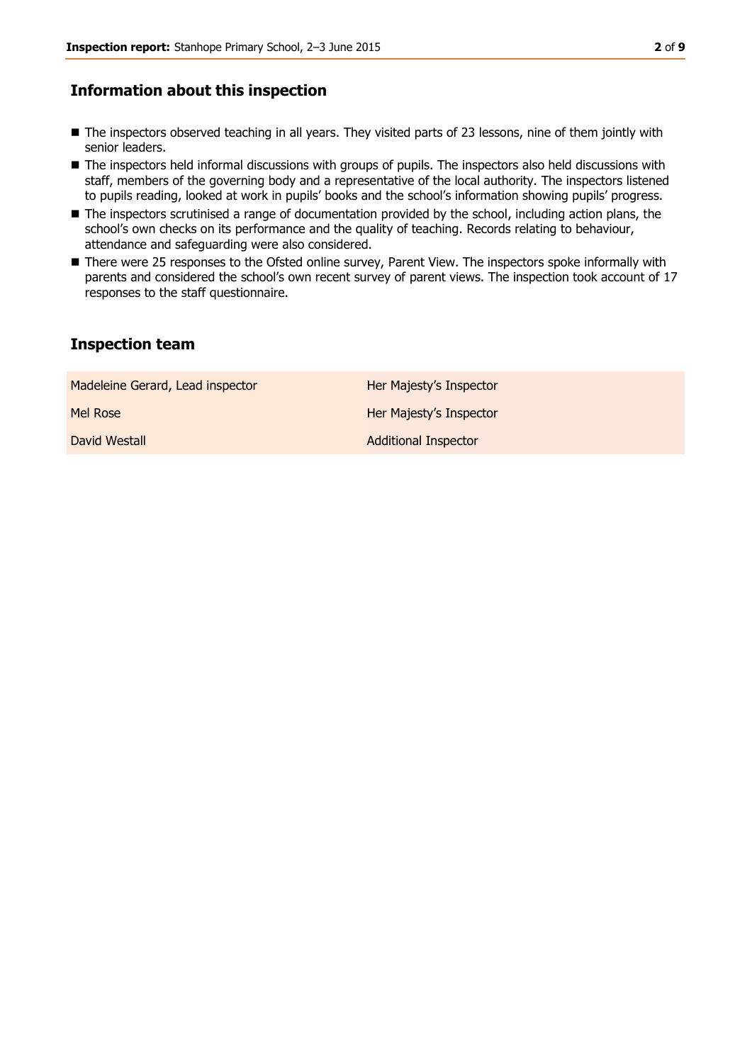## Information about this inspection

- The inspectors observed teaching in all years. They visited parts of 23 lessons, nine of them jointly with senior leaders.
- The inspectors held informal discussions with groups of pupils. The inspectors also held discussions with staff, members of the governing body and a representative of the local authority. The inspectors listened to pupils reading, looked at work in pupils' books and the school's information showing pupils' progress.
- The inspectors scrutinised a range of documentation provided by the school, including action plans, the school's own checks on its performance and the quality of teaching. Records relating to behaviour, attendance and safeguarding were also considered.
- There were 25 responses to the Ofsted online survey, Parent View. The inspectors spoke informally with parents and considered the school's own recent survey of parent views. The inspection took account of 17 responses to the staff questionnaire.

## Inspection team

| | |
|---|---|
| Madeleine Gerard, Lead inspector | Her Majesty's Inspector |
| Mel Rose | Her Majesty's Inspector |
| David Westall | Additional Inspector |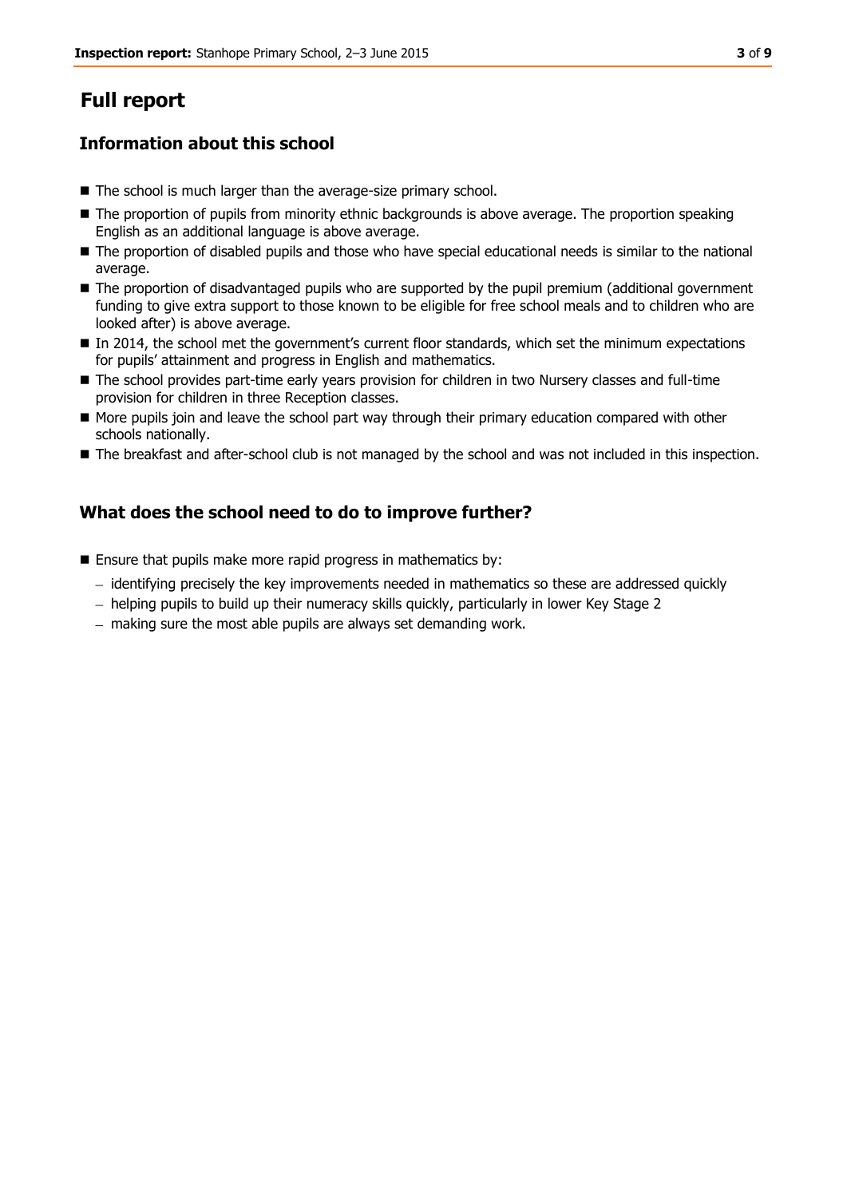# Full report

## Information about this school

- The school is much larger than the average-size primary school.
- The proportion of pupils from minority ethnic backgrounds is above average. The proportion speaking English as an additional language is above average.
- The proportion of disabled pupils and those who have special educational needs is similar to the national average.
- The proportion of disadvantaged pupils who are supported by the pupil premium (additional government funding to give extra support to those known to be eligible for free school meals and to children who are looked after) is above average.
- In 2014, the school met the government's current floor standards, which set the minimum expectations for pupils' attainment and progress in English and mathematics.
- The school provides part-time early years provision for children in two Nursery classes and full-time provision for children in three Reception classes.
- More pupils join and leave the school part way through their primary education compared with other schools nationally.
- The breakfast and after-school club is not managed by the school and was not included in this inspection.

## What does the school need to do to improve further?

- Ensure that pupils make more rapid progress in mathematics by:
  - identifying precisely the key improvements needed in mathematics so these are addressed quickly
  - helping pupils to build up their numeracy skills quickly, particularly in lower Key Stage 2
  - making sure the most able pupils are always set demanding work.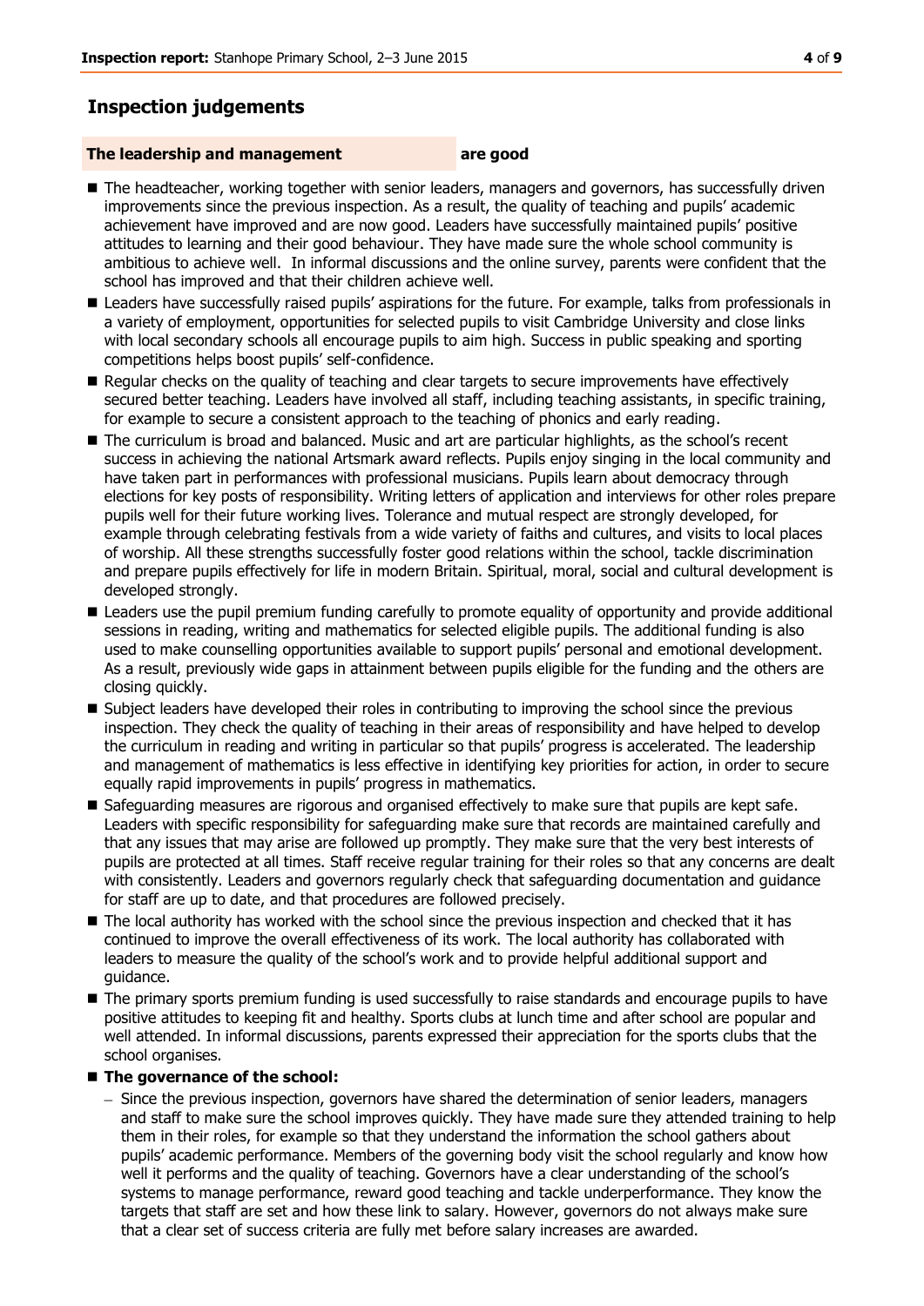## Inspection judgements

**The leadership and management are good**

- The headteacher, working together with senior leaders, managers and governors, has successfully driven improvements since the previous inspection. As a result, the quality of teaching and pupils' academic achievement have improved and are now good. Leaders have successfully maintained pupils' positive attitudes to learning and their good behaviour. They have made sure the whole school community is ambitious to achieve well. In informal discussions and the online survey, parents were confident that the school has improved and that their children achieve well.
- Leaders have successfully raised pupils' aspirations for the future. For example, talks from professionals in a variety of employment, opportunities for selected pupils to visit Cambridge University and close links with local secondary schools all encourage pupils to aim high. Success in public speaking and sporting competitions helps boost pupils' self-confidence.
- Regular checks on the quality of teaching and clear targets to secure improvements have effectively secured better teaching. Leaders have involved all staff, including teaching assistants, in specific training, for example to secure a consistent approach to the teaching of phonics and early reading.
- The curriculum is broad and balanced. Music and art are particular highlights, as the school's recent success in achieving the national Artsmark award reflects. Pupils enjoy singing in the local community and have taken part in performances with professional musicians. Pupils learn about democracy through elections for key posts of responsibility. Writing letters of application and interviews for other roles prepare pupils well for their future working lives. Tolerance and mutual respect are strongly developed, for example through celebrating festivals from a wide variety of faiths and cultures, and visits to local places of worship. All these strengths successfully foster good relations within the school, tackle discrimination and prepare pupils effectively for life in modern Britain. Spiritual, moral, social and cultural development is developed strongly.
- Leaders use the pupil premium funding carefully to promote equality of opportunity and provide additional sessions in reading, writing and mathematics for selected eligible pupils. The additional funding is also used to make counselling opportunities available to support pupils' personal and emotional development. As a result, previously wide gaps in attainment between pupils eligible for the funding and the others are closing quickly.
- Subject leaders have developed their roles in contributing to improving the school since the previous inspection. They check the quality of teaching in their areas of responsibility and have helped to develop the curriculum in reading and writing in particular so that pupils' progress is accelerated. The leadership and management of mathematics is less effective in identifying key priorities for action, in order to secure equally rapid improvements in pupils' progress in mathematics.
- Safeguarding measures are rigorous and organised effectively to make sure that pupils are kept safe. Leaders with specific responsibility for safeguarding make sure that records are maintained carefully and that any issues that may arise are followed up promptly. They make sure that the very best interests of pupils are protected at all times. Staff receive regular training for their roles so that any concerns are dealt with consistently. Leaders and governors regularly check that safeguarding documentation and guidance for staff are up to date, and that procedures are followed precisely.
- The local authority has worked with the school since the previous inspection and checked that it has continued to improve the overall effectiveness of its work. The local authority has collaborated with leaders to measure the quality of the school's work and to provide helpful additional support and guidance.
- The primary sports premium funding is used successfully to raise standards and encourage pupils to have positive attitudes to keeping fit and healthy. Sports clubs at lunch time and after school are popular and well attended. In informal discussions, parents expressed their appreciation for the sports clubs that the school organises.
- **The governance of the school:**
  - Since the previous inspection, governors have shared the determination of senior leaders, managers and staff to make sure the school improves quickly. They have made sure they attended training to help them in their roles, for example so that they understand the information the school gathers about pupils' academic performance. Members of the governing body visit the school regularly and know how well it performs and the quality of teaching. Governors have a clear understanding of the school's systems to manage performance, reward good teaching and tackle underperformance. They know the targets that staff are set and how these link to salary. However, governors do not always make sure that a clear set of success criteria are fully met before salary increases are awarded.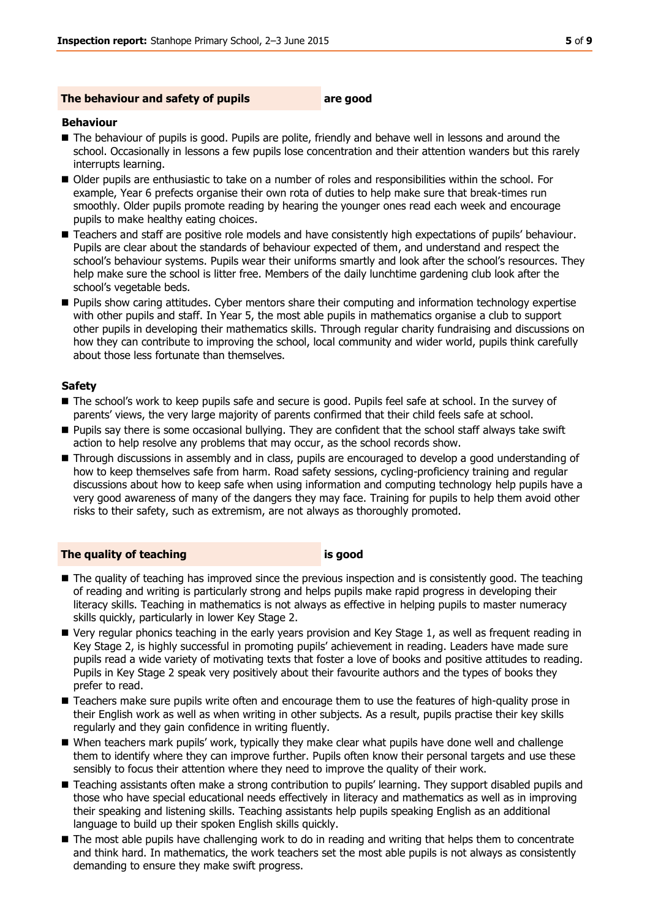## The behaviour and safety of pupils — are good

### Behaviour

- The behaviour of pupils is good. Pupils are polite, friendly and behave well in lessons and around the school. Occasionally in lessons a few pupils lose concentration and their attention wanders but this rarely interrupts learning.
- Older pupils are enthusiastic to take on a number of roles and responsibilities within the school. For example, Year 6 prefects organise their own rota of duties to help make sure that break-times run smoothly. Older pupils promote reading by hearing the younger ones read each week and encourage pupils to make healthy eating choices.
- Teachers and staff are positive role models and have consistently high expectations of pupils' behaviour. Pupils are clear about the standards of behaviour expected of them, and understand and respect the school's behaviour systems. Pupils wear their uniforms smartly and look after the school's resources. They help make sure the school is litter free. Members of the daily lunchtime gardening club look after the school's vegetable beds.
- Pupils show caring attitudes. Cyber mentors share their computing and information technology expertise with other pupils and staff. In Year 5, the most able pupils in mathematics organise a club to support other pupils in developing their mathematics skills. Through regular charity fundraising and discussions on how they can contribute to improving the school, local community and wider world, pupils think carefully about those less fortunate than themselves.

### Safety

- The school's work to keep pupils safe and secure is good. Pupils feel safe at school. In the survey of parents' views, the very large majority of parents confirmed that their child feels safe at school.
- Pupils say there is some occasional bullying. They are confident that the school staff always take swift action to help resolve any problems that may occur, as the school records show.
- Through discussions in assembly and in class, pupils are encouraged to develop a good understanding of how to keep themselves safe from harm. Road safety sessions, cycling-proficiency training and regular discussions about how to keep safe when using information and computing technology help pupils have a very good awareness of many of the dangers they may face. Training for pupils to help them avoid other risks to their safety, such as extremism, are not always as thoroughly promoted.

## The quality of teaching — is good

- The quality of teaching has improved since the previous inspection and is consistently good. The teaching of reading and writing is particularly strong and helps pupils make rapid progress in developing their literacy skills. Teaching in mathematics is not always as effective in helping pupils to master numeracy skills quickly, particularly in lower Key Stage 2.
- Very regular phonics teaching in the early years provision and Key Stage 1, as well as frequent reading in Key Stage 2, is highly successful in promoting pupils' achievement in reading. Leaders have made sure pupils read a wide variety of motivating texts that foster a love of books and positive attitudes to reading. Pupils in Key Stage 2 speak very positively about their favourite authors and the types of books they prefer to read.
- Teachers make sure pupils write often and encourage them to use the features of high-quality prose in their English work as well as when writing in other subjects. As a result, pupils practise their key skills regularly and they gain confidence in writing fluently.
- When teachers mark pupils' work, typically they make clear what pupils have done well and challenge them to identify where they can improve further. Pupils often know their personal targets and use these sensibly to focus their attention where they need to improve the quality of their work.
- Teaching assistants often make a strong contribution to pupils' learning. They support disabled pupils and those who have special educational needs effectively in literacy and mathematics as well as in improving their speaking and listening skills. Teaching assistants help pupils speaking English as an additional language to build up their spoken English skills quickly.
- The most able pupils have challenging work to do in reading and writing that helps them to concentrate and think hard. In mathematics, the work teachers set the most able pupils is not always as consistently demanding to ensure they make swift progress.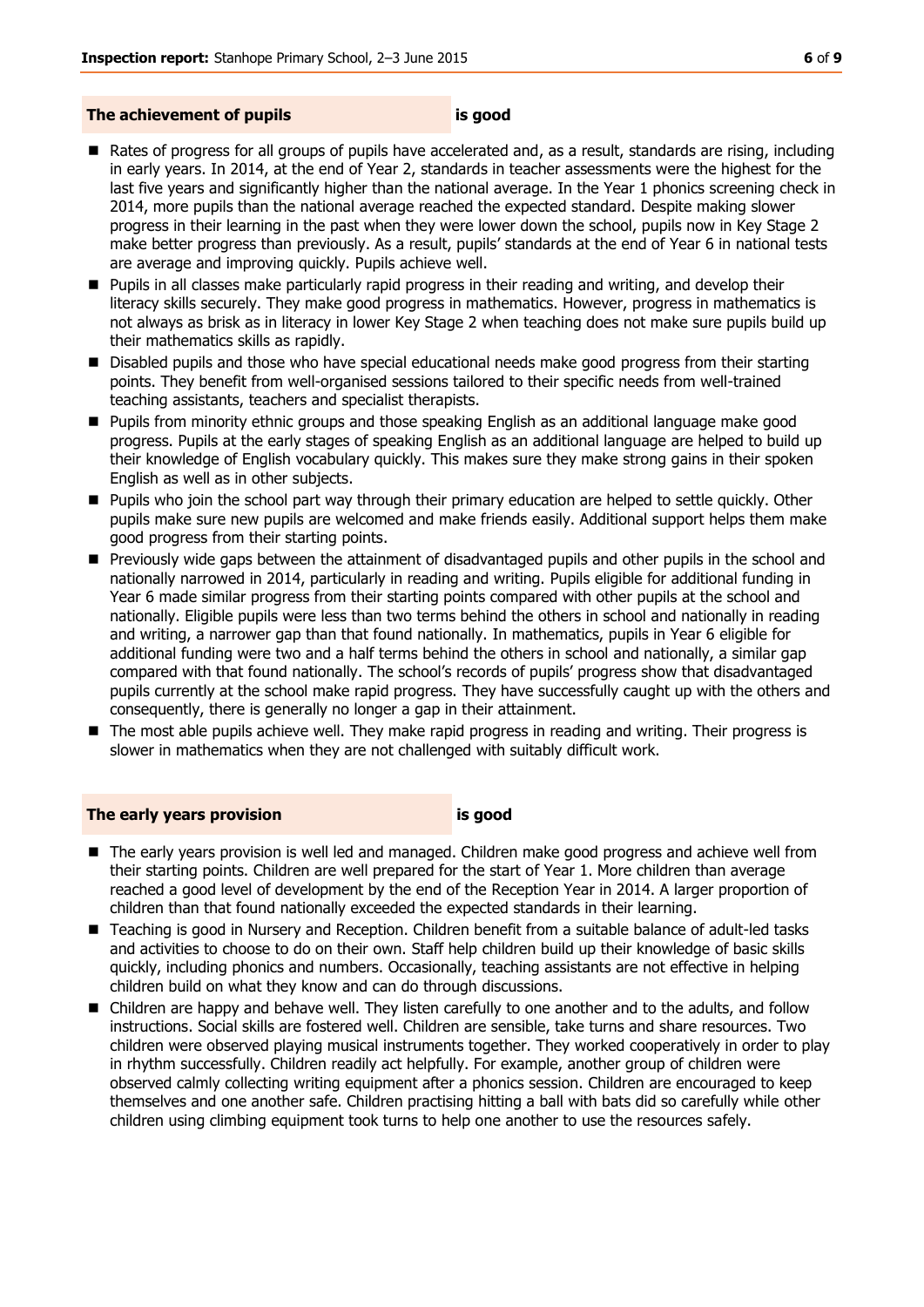## The achievement of pupils **is good**

- Rates of progress for all groups of pupils have accelerated and, as a result, standards are rising, including in early years. In 2014, at the end of Year 2, standards in teacher assessments were the highest for the last five years and significantly higher than the national average. In the Year 1 phonics screening check in 2014, more pupils than the national average reached the expected standard. Despite making slower progress in their learning in the past when they were lower down the school, pupils now in Key Stage 2 make better progress than previously. As a result, pupils' standards at the end of Year 6 in national tests are average and improving quickly. Pupils achieve well.
- Pupils in all classes make particularly rapid progress in their reading and writing, and develop their literacy skills securely. They make good progress in mathematics. However, progress in mathematics is not always as brisk as in literacy in lower Key Stage 2 when teaching does not make sure pupils build up their mathematics skills as rapidly.
- Disabled pupils and those who have special educational needs make good progress from their starting points. They benefit from well-organised sessions tailored to their specific needs from well-trained teaching assistants, teachers and specialist therapists.
- Pupils from minority ethnic groups and those speaking English as an additional language make good progress. Pupils at the early stages of speaking English as an additional language are helped to build up their knowledge of English vocabulary quickly. This makes sure they make strong gains in their spoken English as well as in other subjects.
- Pupils who join the school part way through their primary education are helped to settle quickly. Other pupils make sure new pupils are welcomed and make friends easily. Additional support helps them make good progress from their starting points.
- Previously wide gaps between the attainment of disadvantaged pupils and other pupils in the school and nationally narrowed in 2014, particularly in reading and writing. Pupils eligible for additional funding in Year 6 made similar progress from their starting points compared with other pupils at the school and nationally. Eligible pupils were less than two terms behind the others in school and nationally in reading and writing, a narrower gap than that found nationally. In mathematics, pupils in Year 6 eligible for additional funding were two and a half terms behind the others in school and nationally, a similar gap compared with that found nationally. The school's records of pupils' progress show that disadvantaged pupils currently at the school make rapid progress. They have successfully caught up with the others and consequently, there is generally no longer a gap in their attainment.
- The most able pupils achieve well. They make rapid progress in reading and writing. Their progress is slower in mathematics when they are not challenged with suitably difficult work.

## The early years provision **is good**

- The early years provision is well led and managed. Children make good progress and achieve well from their starting points. Children are well prepared for the start of Year 1. More children than average reached a good level of development by the end of the Reception Year in 2014. A larger proportion of children than that found nationally exceeded the expected standards in their learning.
- Teaching is good in Nursery and Reception. Children benefit from a suitable balance of adult-led tasks and activities to choose to do on their own. Staff help children build up their knowledge of basic skills quickly, including phonics and numbers. Occasionally, teaching assistants are not effective in helping children build on what they know and can do through discussions.
- Children are happy and behave well. They listen carefully to one another and to the adults, and follow instructions. Social skills are fostered well. Children are sensible, take turns and share resources. Two children were observed playing musical instruments together. They worked cooperatively in order to play in rhythm successfully. Children readily act helpfully. For example, another group of children were observed calmly collecting writing equipment after a phonics session. Children are encouraged to keep themselves and one another safe. Children practising hitting a ball with bats did so carefully while other children using climbing equipment took turns to help one another to use the resources safely.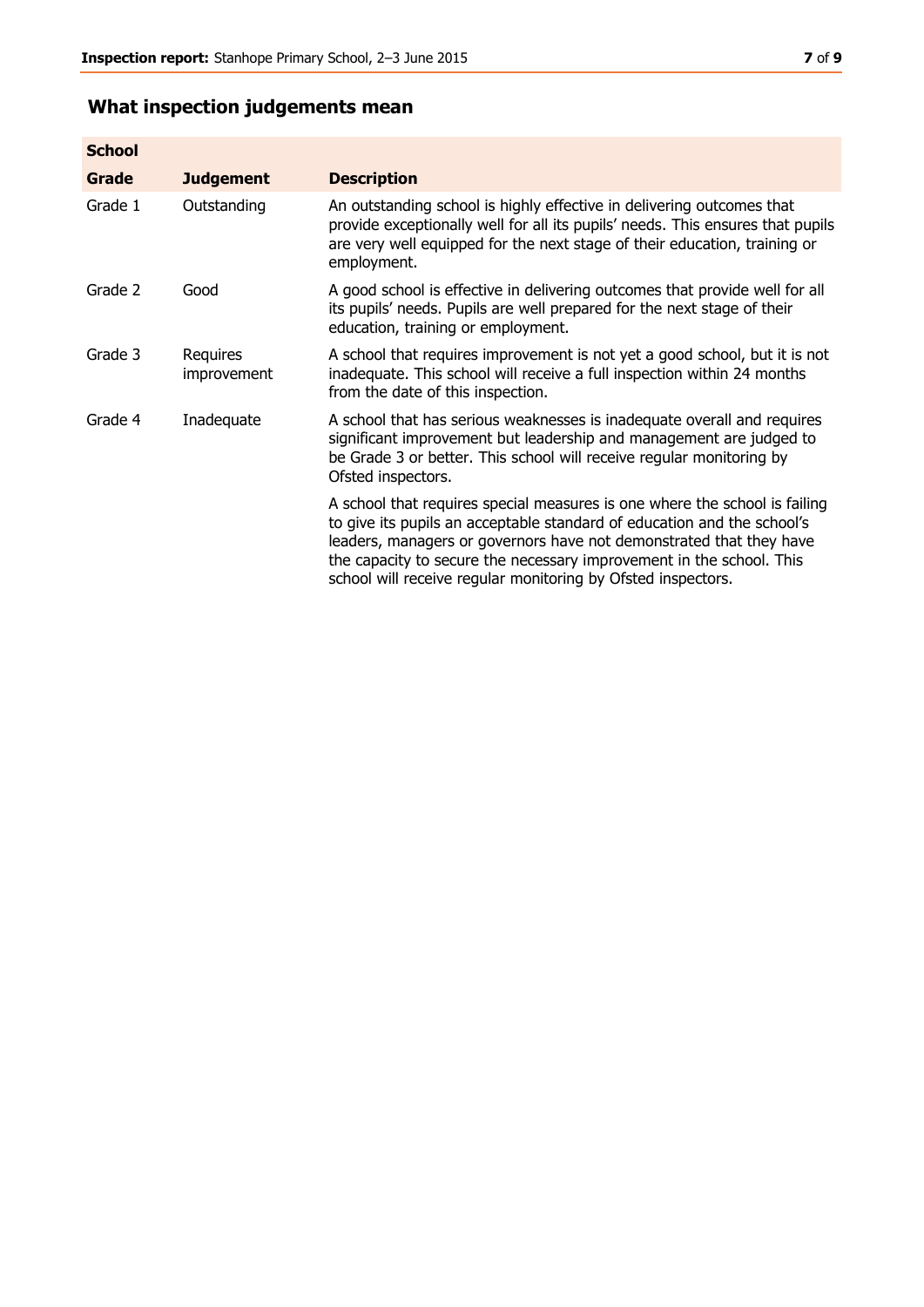## What inspection judgements mean

| School | | |
|---|---|---|
| **Grade** | **Judgement** | **Description** |
| Grade 1 | Outstanding | An outstanding school is highly effective in delivering outcomes that provide exceptionally well for all its pupils' needs. This ensures that pupils are very well equipped for the next stage of their education, training or employment. |
| Grade 2 | Good | A good school is effective in delivering outcomes that provide well for all its pupils' needs. Pupils are well prepared for the next stage of their education, training or employment. |
| Grade 3 | Requires improvement | A school that requires improvement is not yet a good school, but it is not inadequate. This school will receive a full inspection within 24 months from the date of this inspection. |
| Grade 4 | Inadequate | A school that has serious weaknesses is inadequate overall and requires significant improvement but leadership and management are judged to be Grade 3 or better. This school will receive regular monitoring by Ofsted inspectors.<br><br>A school that requires special measures is one where the school is failing to give its pupils an acceptable standard of education and the school's leaders, managers or governors have not demonstrated that they have the capacity to secure the necessary improvement in the school. This school will receive regular monitoring by Ofsted inspectors. |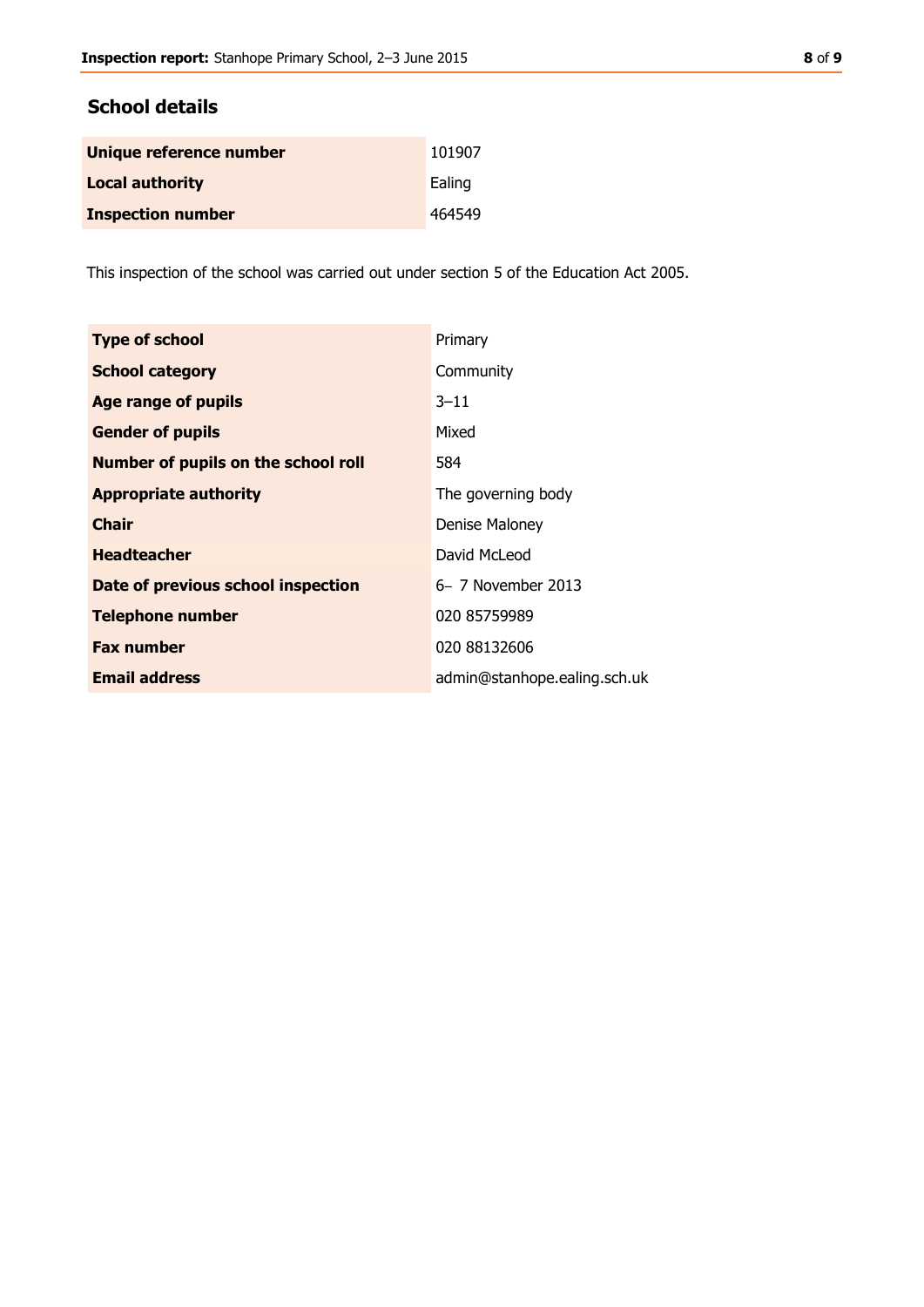## School details

| | |
|---|---|
| **Unique reference number** | 101907 |
| **Local authority** | Ealing |
| **Inspection number** | 464549 |

This inspection of the school was carried out under section 5 of the Education Act 2005.

| | |
|---|---|
| **Type of school** | Primary |
| **School category** | Community |
| **Age range of pupils** | 3–11 |
| **Gender of pupils** | Mixed |
| **Number of pupils on the school roll** | 584 |
| **Appropriate authority** | The governing body |
| **Chair** | Denise Maloney |
| **Headteacher** | David McLeod |
| **Date of previous school inspection** | 6– 7 November 2013 |
| **Telephone number** | 020 85759989 |
| **Fax number** | 020 88132606 |
| **Email address** | admin@stanhope.ealing.sch.uk |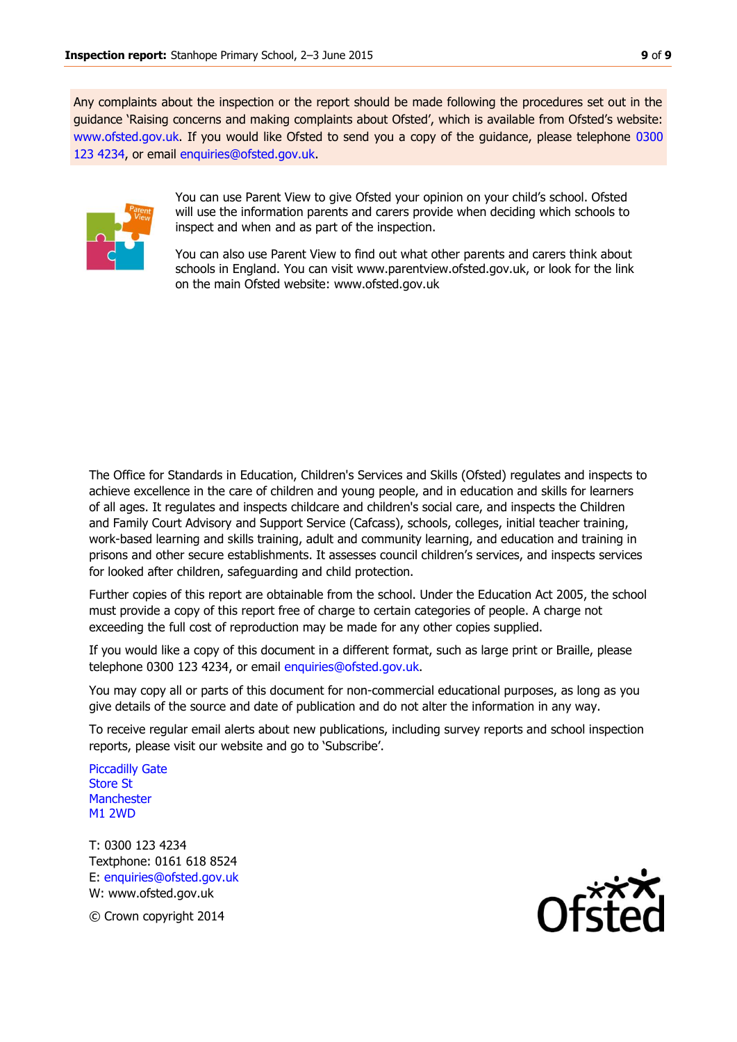Any complaints about the inspection or the report should be made following the procedures set out in the guidance 'Raising concerns and making complaints about Ofsted', which is available from Ofsted's website: www.ofsted.gov.uk. If you would like Ofsted to send you a copy of the guidance, please telephone 0300 123 4234, or email enquiries@ofsted.gov.uk.

You can use Parent View to give Ofsted your opinion on your child's school. Ofsted will use the information parents and carers provide when deciding which schools to inspect and when and as part of the inspection.

You can also use Parent View to find out what other parents and carers think about schools in England. You can visit www.parentview.ofsted.gov.uk, or look for the link on the main Ofsted website: www.ofsted.gov.uk

The Office for Standards in Education, Children's Services and Skills (Ofsted) regulates and inspects to achieve excellence in the care of children and young people, and in education and skills for learners of all ages. It regulates and inspects childcare and children's social care, and inspects the Children and Family Court Advisory and Support Service (Cafcass), schools, colleges, initial teacher training, work-based learning and skills training, adult and community learning, and education and training in prisons and other secure establishments. It assesses council children's services, and inspects services for looked after children, safeguarding and child protection.

Further copies of this report are obtainable from the school. Under the Education Act 2005, the school must provide a copy of this report free of charge to certain categories of people. A charge not exceeding the full cost of reproduction may be made for any other copies supplied.

If you would like a copy of this document in a different format, such as large print or Braille, please telephone 0300 123 4234, or email enquiries@ofsted.gov.uk.

You may copy all or parts of this document for non-commercial educational purposes, as long as you give details of the source and date of publication and do not alter the information in any way.

To receive regular email alerts about new publications, including survey reports and school inspection reports, please visit our website and go to 'Subscribe'.

Piccadilly Gate
Store St
Manchester
M1 2WD

T: 0300 123 4234
Textphone: 0161 618 8524
E: enquiries@ofsted.gov.uk
W: www.ofsted.gov.uk

© Crown copyright 2014